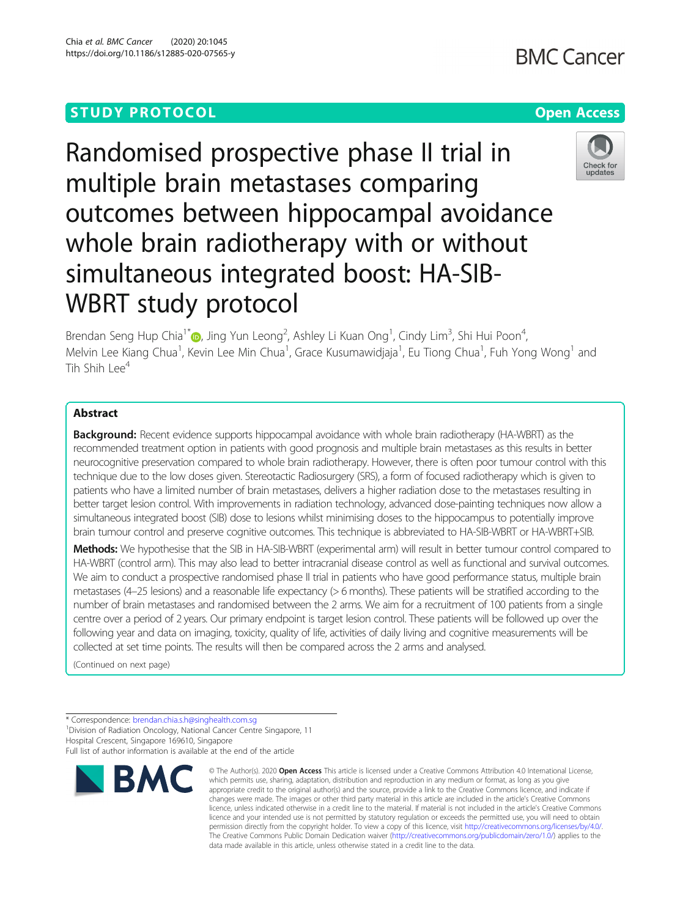STUDY PROTOCOL

Open Access

# Randomised prospective phase II trial in multiple brain metastases comparing outcomes between hippocampal avoidance whole brain radiotherapy with or without simultaneous integrated boost: HA-SIB-WBRT study protocol

Brendan Seng Hup Chia[1*], Jing Yun Leong[2], Ashley Li Kuan Ong[1], Cindy Lim[3], Shi Hui Poon[4], Melvin Lee Kiang Chua[1], Kevin Lee Min Chua[1], Grace Kusumawidjaja[1], Eu Tiong Chua[1], Fuh Yong Wong[1] and Tih Shih Lee[4]

## Abstract

**Background:** Recent evidence supports hippocampal avoidance with whole brain radiotherapy (HA-WBRT) as the recommended treatment option in patients with good prognosis and multiple brain metastases as this results in better neurocognitive preservation compared to whole brain radiotherapy. However, there is often poor tumour control with this technique due to the low doses given. Stereotactic Radiosurgery (SRS), a form of focused radiotherapy which is given to patients who have a limited number of brain metastases, delivers a higher radiation dose to the metastases resulting in better target lesion control. With improvements in radiation technology, advanced dose-painting techniques now allow a simultaneous integrated boost (SIB) dose to lesions whilst minimising doses to the hippocampus to potentially improve brain tumour control and preserve cognitive outcomes. This technique is abbreviated to HA-SIB-WBRT or HA-WBRT+SIB.

**Methods:** We hypothesise that the SIB in HA-SIB-WBRT (experimental arm) will result in better tumour control compared to HA-WBRT (control arm). This may also lead to better intracranial disease control as well as functional and survival outcomes. We aim to conduct a prospective randomised phase II trial in patients who have good performance status, multiple brain metastases (4–25 lesions) and a reasonable life expectancy (> 6 months). These patients will be stratified according to the number of brain metastases and randomised between the 2 arms. We aim for a recruitment of 100 patients from a single centre over a period of 2 years. Our primary endpoint is target lesion control. These patients will be followed up over the following year and data on imaging, toxicity, quality of life, activities of daily living and cognitive measurements will be collected at set time points. The results will then be compared across the 2 arms and analysed.

(Continued on next page)

* Correspondence: brendan.chia.s.h@singhealth.com.sg
[1]Division of Radiation Oncology, National Cancer Centre Singapore, 11 Hospital Crescent, Singapore 169610, Singapore
Full list of author information is available at the end of the article

© The Author(s). 2020 **Open Access** This article is licensed under a Creative Commons Attribution 4.0 International License, which permits use, sharing, adaptation, distribution and reproduction in any medium or format, as long as you give appropriate credit to the original author(s) and the source, provide a link to the Creative Commons licence, and indicate if changes were made. The images or other third party material in this article are included in the article's Creative Commons licence, unless indicated otherwise in a credit line to the material. If material is not included in the article's Creative Commons licence and your intended use is not permitted by statutory regulation or exceeds the permitted use, you will need to obtain permission directly from the copyright holder. To view a copy of this licence, visit http://creativecommons.org/licenses/by/4.0/. The Creative Commons Public Domain Dedication waiver (http://creativecommons.org/publicdomain/zero/1.0/) applies to the data made available in this article, unless otherwise stated in a credit line to the data.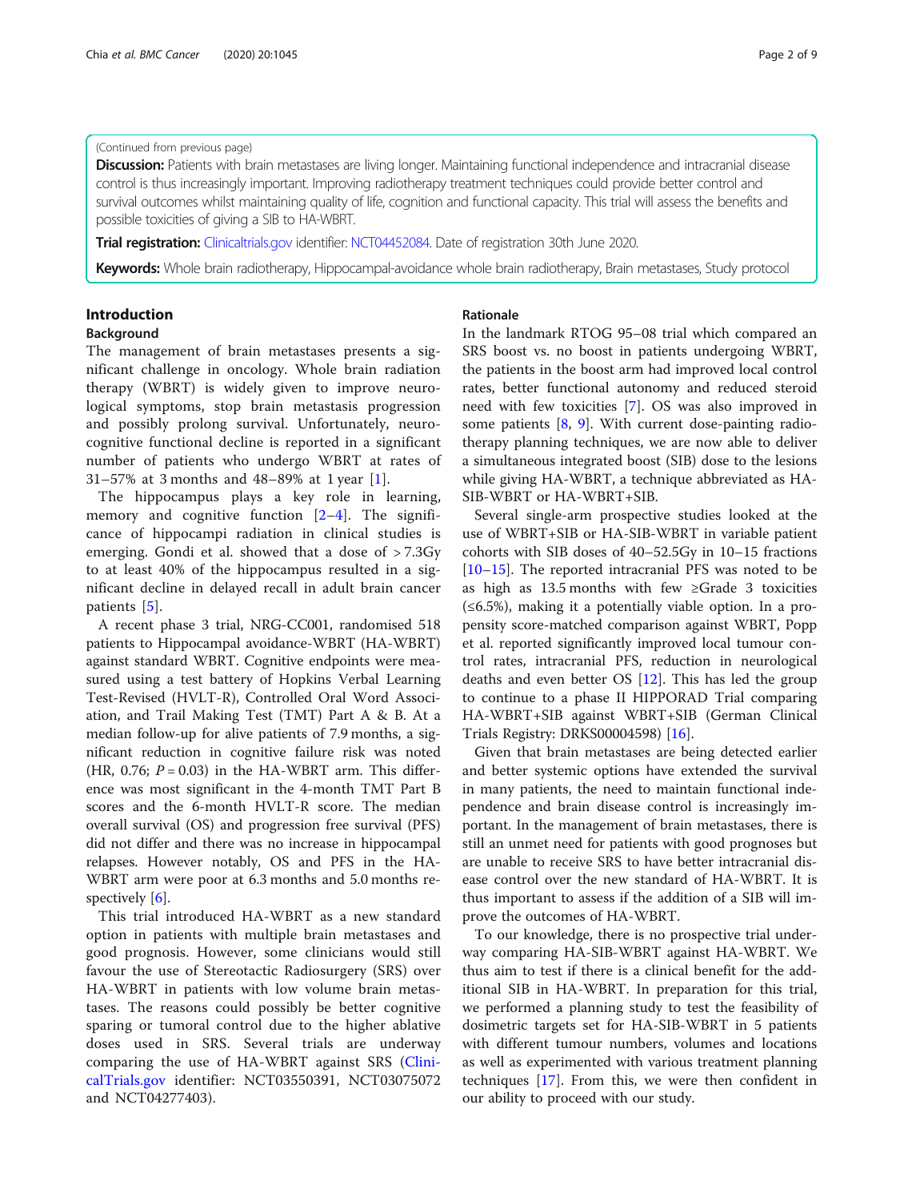(Continued from previous page)

**Discussion:** Patients with brain metastases are living longer. Maintaining functional independence and intracranial disease control is thus increasingly important. Improving radiotherapy treatment techniques could provide better control and survival outcomes whilst maintaining quality of life, cognition and functional capacity. This trial will assess the benefits and possible toxicities of giving a SIB to HA-WBRT.

**Trial registration:** Clinicaltrials.gov identifier: NCT04452084. Date of registration 30th June 2020.

**Keywords:** Whole brain radiotherapy, Hippocampal-avoidance whole brain radiotherapy, Brain metastases, Study protocol

## Introduction

### Background

The management of brain metastases presents a significant challenge in oncology. Whole brain radiation therapy (WBRT) is widely given to improve neurological symptoms, stop brain metastasis progression and possibly prolong survival. Unfortunately, neurocognitive functional decline is reported in a significant number of patients who undergo WBRT at rates of 31–57% at 3 months and 48–89% at 1 year [1].

The hippocampus plays a key role in learning, memory and cognitive function [2–4]. The significance of hippocampi radiation in clinical studies is emerging. Gondi et al. showed that a dose of > 7.3Gy to at least 40% of the hippocampus resulted in a significant decline in delayed recall in adult brain cancer patients [5].

A recent phase 3 trial, NRG-CC001, randomised 518 patients to Hippocampal avoidance-WBRT (HA-WBRT) against standard WBRT. Cognitive endpoints were measured using a test battery of Hopkins Verbal Learning Test-Revised (HVLT-R), Controlled Oral Word Association, and Trail Making Test (TMT) Part A & B. At a median follow-up for alive patients of 7.9 months, a significant reduction in cognitive failure risk was noted (HR, 0.76; $P = 0.03$) in the HA-WBRT arm. This difference was most significant in the 4-month TMT Part B scores and the 6-month HVLT-R score. The median overall survival (OS) and progression free survival (PFS) did not differ and there was no increase in hippocampal relapses. However notably, OS and PFS in the HA-WBRT arm were poor at 6.3 months and 5.0 months respectively [6].

This trial introduced HA-WBRT as a new standard option in patients with multiple brain metastases and good prognosis. However, some clinicians would still favour the use of Stereotactic Radiosurgery (SRS) over HA-WBRT in patients with low volume brain metastases. The reasons could possibly be better cognitive sparing or tumoral control due to the higher ablative doses used in SRS. Several trials are underway comparing the use of HA-WBRT against SRS (ClinicalTrials.gov identifier: NCT03550391, NCT03075072 and NCT04277403).

### Rationale

In the landmark RTOG 95–08 trial which compared an SRS boost vs. no boost in patients undergoing WBRT, the patients in the boost arm had improved local control rates, better functional autonomy and reduced steroid need with few toxicities [7]. OS was also improved in some patients [8, 9]. With current dose-painting radiotherapy planning techniques, we are now able to deliver a simultaneous integrated boost (SIB) dose to the lesions while giving HA-WBRT, a technique abbreviated as HA-SIB-WBRT or HA-WBRT+SIB.

Several single-arm prospective studies looked at the use of WBRT+SIB or HA-SIB-WBRT in variable patient cohorts with SIB doses of 40–52.5Gy in 10–15 fractions [10–15]. The reported intracranial PFS was noted to be as high as 13.5 months with few ≥Grade 3 toxicities (≤6.5%), making it a potentially viable option. In a propensity score-matched comparison against WBRT, Popp et al. reported significantly improved local tumour control rates, intracranial PFS, reduction in neurological deaths and even better OS [12]. This has led the group to continue to a phase II HIPPORAD Trial comparing HA-WBRT+SIB against WBRT+SIB (German Clinical Trials Registry: DRKS00004598) [16].

Given that brain metastases are being detected earlier and better systemic options have extended the survival in many patients, the need to maintain functional independence and brain disease control is increasingly important. In the management of brain metastases, there is still an unmet need for patients with good prognoses but are unable to receive SRS to have better intracranial disease control over the new standard of HA-WBRT. It is thus important to assess if the addition of a SIB will improve the outcomes of HA-WBRT.

To our knowledge, there is no prospective trial underway comparing HA-SIB-WBRT against HA-WBRT. We thus aim to test if there is a clinical benefit for the additional SIB in HA-WBRT. In preparation for this trial, we performed a planning study to test the feasibility of dosimetric targets set for HA-SIB-WBRT in 5 patients with different tumour numbers, volumes and locations as well as experimented with various treatment planning techniques [17]. From this, we were then confident in our ability to proceed with our study.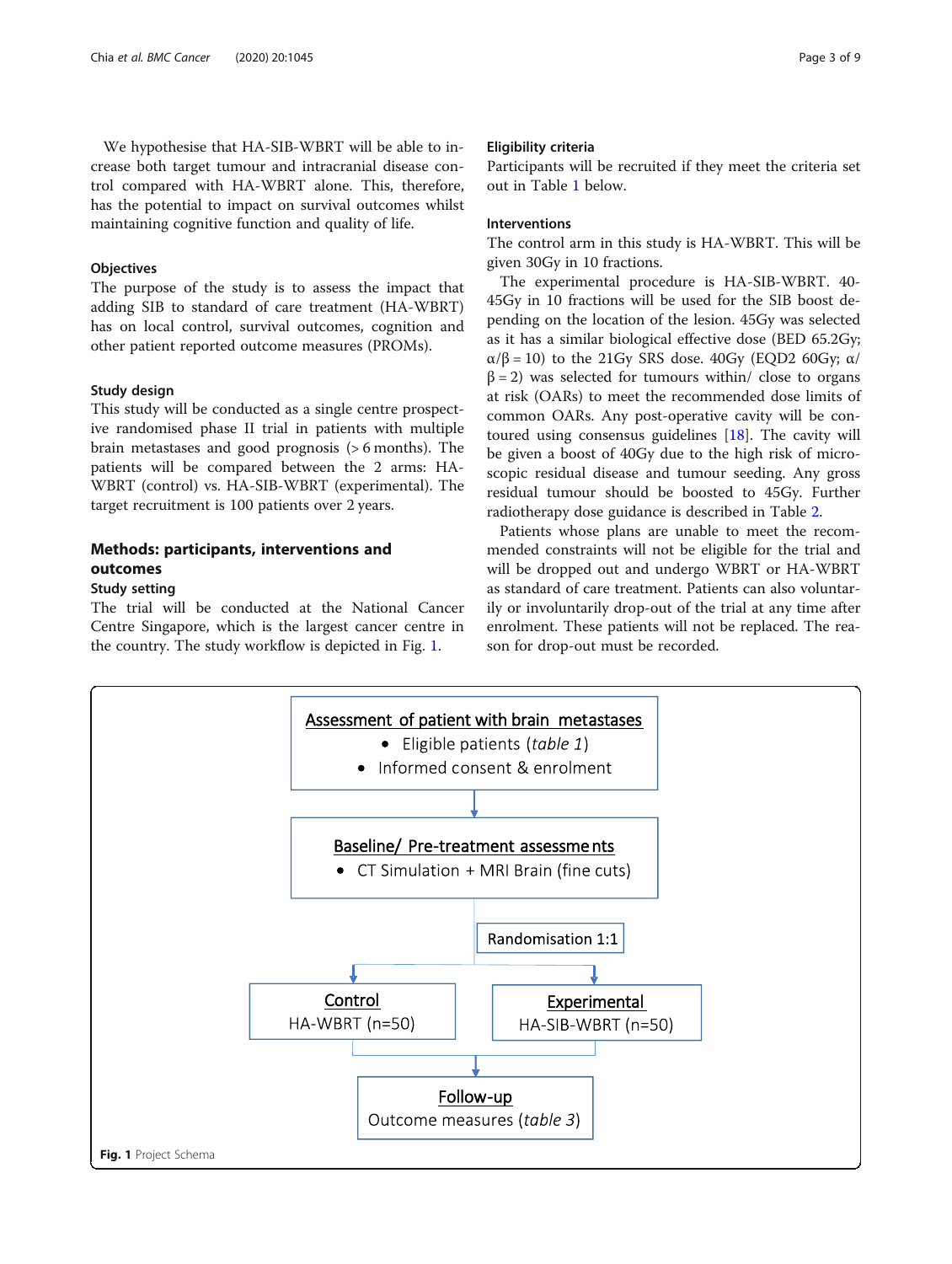We hypothesise that HA-SIB-WBRT will be able to increase both target tumour and intracranial disease control compared with HA-WBRT alone. This, therefore, has the potential to impact on survival outcomes whilst maintaining cognitive function and quality of life.

### Objectives

The purpose of the study is to assess the impact that adding SIB to standard of care treatment (HA-WBRT) has on local control, survival outcomes, cognition and other patient reported outcome measures (PROMs).

### Study design

This study will be conducted as a single centre prospective randomised phase II trial in patients with multiple brain metastases and good prognosis (> 6 months). The patients will be compared between the 2 arms: HA-WBRT (control) vs. HA-SIB-WBRT (experimental). The target recruitment is 100 patients over 2 years.

## Methods: participants, interventions and outcomes

### Study setting

The trial will be conducted at the National Cancer Centre Singapore, which is the largest cancer centre in the country. The study workflow is depicted in Fig. 1.

### Eligibility criteria

Participants will be recruited if they meet the criteria set out in Table 1 below.

### Interventions

The control arm in this study is HA-WBRT. This will be given 30Gy in 10 fractions.

The experimental procedure is HA-SIB-WBRT. 40-45Gy in 10 fractions will be used for the SIB boost depending on the location of the lesion. 45Gy was selected as it has a similar biological effective dose (BED 65.2Gy; $\alpha/\beta = 10$) to the 21Gy SRS dose. 40Gy (EQD2 60Gy; $\alpha/\beta = 2$) was selected for tumours within/ close to organs at risk (OARs) to meet the recommended dose limits of common OARs. Any post-operative cavity will be contoured using consensus guidelines [18]. The cavity will be given a boost of 40Gy due to the high risk of microscopic residual disease and tumour seeding. Any gross residual tumour should be boosted to 45Gy. Further radiotherapy dose guidance is described in Table 2.

Patients whose plans are unable to meet the recommended constraints will not be eligible for the trial and will be dropped out and undergo WBRT or HA-WBRT as standard of care treatment. Patients can also voluntarily or involuntarily drop-out of the trial at any time after enrolment. These patients will not be replaced. The reason for drop-out must be recorded.

**Assessment of patient with brain metastases**
- Eligible patients (*table 1*)
- Informed consent & enrolment

↓

**Baseline/ Pre-treatment assessments**
- CT Simulation + MRI Brain (fine cuts)

↓

Randomisation 1:1

↓

| **Control** | **Experimental** |
| --- | --- |
| HA-WBRT (n=50) | HA-SIB-WBRT (n=50) |

↓

**Follow-up**
Outcome measures (*table 3*)

**Fig. 1** Project Schema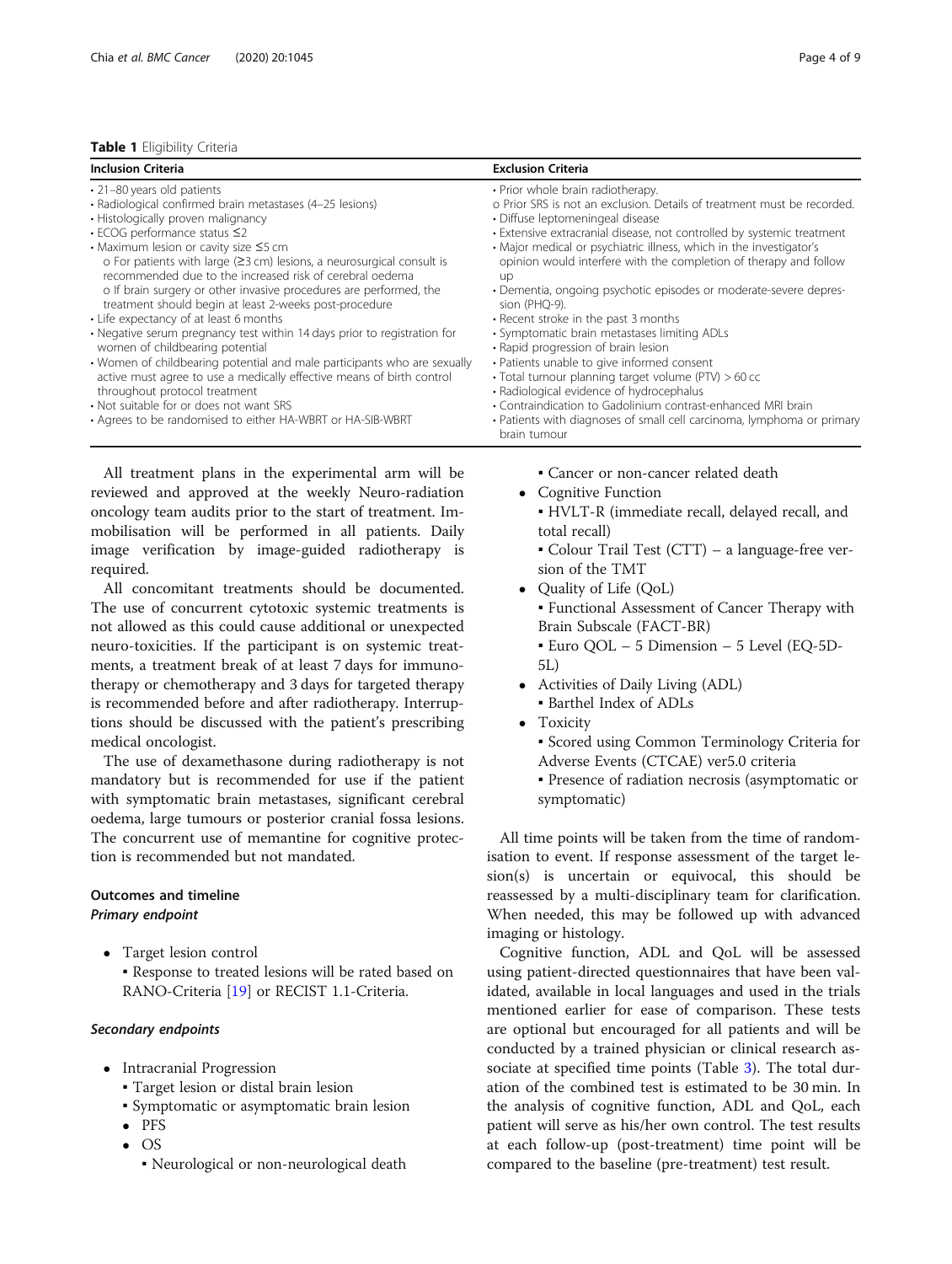**Table 1** Eligibility Criteria

| Inclusion Criteria | Exclusion Criteria |
| --- | --- |
| • 21–80 years old patients<br>• Radiological confirmed brain metastases (4–25 lesions)<br>• Histologically proven malignancy<br>• ECOG performance status ≤2<br>• Maximum lesion or cavity size ≤5 cm<br>o For patients with large (≥3 cm) lesions, a neurosurgical consult is recommended due to the increased risk of cerebral oedema<br>o If brain surgery or other invasive procedures are performed, the treatment should begin at least 2-weeks post-procedure<br>• Life expectancy of at least 6 months<br>• Negative serum pregnancy test within 14 days prior to registration for women of childbearing potential<br>• Women of childbearing potential and male participants who are sexually active must agree to use a medically effective means of birth control throughout protocol treatment<br>• Not suitable for or does not want SRS<br>• Agrees to be randomised to either HA-WBRT or HA-SIB-WBRT | • Prior whole brain radiotherapy.<br>o Prior SRS is not an exclusion. Details of treatment must be recorded.<br>• Diffuse leptomeningeal disease<br>• Extensive extracranial disease, not controlled by systemic treatment<br>• Major medical or psychiatric illness, which in the investigator's opinion would interfere with the completion of therapy and follow up<br>• Dementia, ongoing psychotic episodes or moderate-severe depression (PHQ-9).<br>• Recent stroke in the past 3 months<br>• Symptomatic brain metastases limiting ADLs<br>• Rapid progression of brain lesion<br>• Patients unable to give informed consent<br>• Total tumour planning target volume (PTV) > 60 cc<br>• Radiological evidence of hydrocephalus<br>• Contraindication to Gadolinium contrast-enhanced MRI brain<br>• Patients with diagnoses of small cell carcinoma, lymphoma or primary brain tumour |

All treatment plans in the experimental arm will be reviewed and approved at the weekly Neuro-radiation oncology team audits prior to the start of treatment. Immobilisation will be performed in all patients. Daily image verification by image-guided radiotherapy is required.

All concomitant treatments should be documented. The use of concurrent cytotoxic systemic treatments is not allowed as this could cause additional or unexpected neuro-toxicities. If the participant is on systemic treatments, a treatment break of at least 7 days for immunotherapy or chemotherapy and 3 days for targeted therapy is recommended before and after radiotherapy. Interruptions should be discussed with the patient's prescribing medical oncologist.

The use of dexamethasone during radiotherapy is not mandatory but is recommended for use if the patient with symptomatic brain metastases, significant cerebral oedema, large tumours or posterior cranial fossa lesions. The concurrent use of memantine for cognitive protection is recommended but not mandated.

## Outcomes and timeline

### *Primary endpoint*

- Target lesion control
  - Response to treated lesions will be rated based on RANO-Criteria [19] or RECIST 1.1-Criteria.

### *Secondary endpoints*

- Intracranial Progression
  - Target lesion or distal brain lesion
  - Symptomatic or asymptomatic brain lesion
- PFS
- OS
  - Neurological or non-neurological death
  - Cancer or non-cancer related death
- Cognitive Function
  - HVLT-R (immediate recall, delayed recall, and total recall)
  - Colour Trail Test (CTT) – a language-free version of the TMT
- Quality of Life (QoL)
  - Functional Assessment of Cancer Therapy with Brain Subscale (FACT-BR)
  - Euro QOL – 5 Dimension – 5 Level (EQ-5D-5L)
- Activities of Daily Living (ADL)
  - Barthel Index of ADLs
- Toxicity
  - Scored using Common Terminology Criteria for Adverse Events (CTCAE) ver5.0 criteria
  - Presence of radiation necrosis (asymptomatic or symptomatic)

All time points will be taken from the time of randomisation to event. If response assessment of the target lesion(s) is uncertain or equivocal, this should be reassessed by a multi-disciplinary team for clarification. When needed, this may be followed up with advanced imaging or histology.

Cognitive function, ADL and QoL will be assessed using patient-directed questionnaires that have been validated, available in local languages and used in the trials mentioned earlier for ease of comparison. These tests are optional but encouraged for all patients and will be conducted by a trained physician or clinical research associate at specified time points (Table 3). The total duration of the combined test is estimated to be 30 min. In the analysis of cognitive function, ADL and QoL, each patient will serve as his/her own control. The test results at each follow-up (post-treatment) time point will be compared to the baseline (pre-treatment) test result.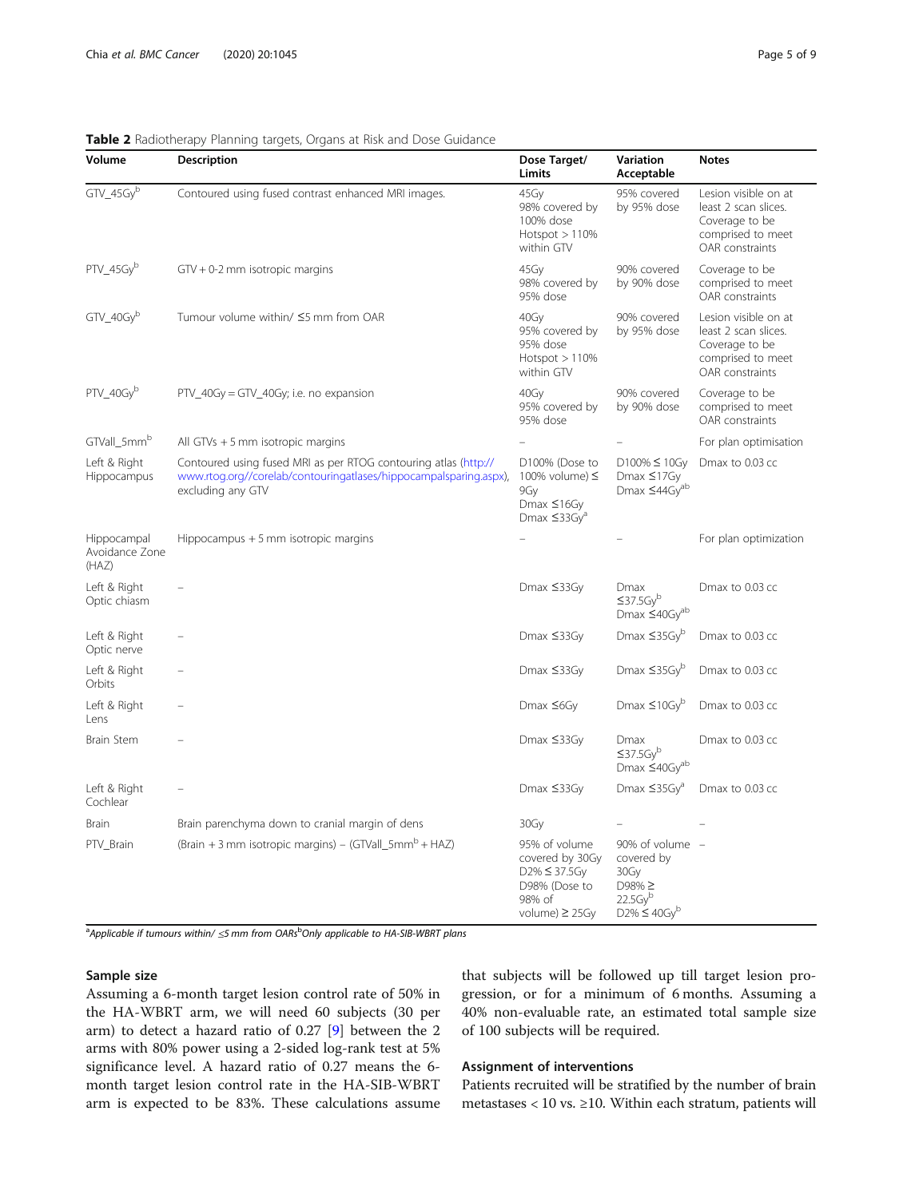**Table 2** Radiotherapy Planning targets, Organs at Risk and Dose Guidance

| Volume | Description | Dose Target/ Limits | Variation Acceptable | Notes |
|---|---|---|---|---|
| GTV_45Gy[b] | Contoured using fused contrast enhanced MRI images. | 45Gy 98% covered by 100% dose Hotspot > 110% within GTV | 95% covered by 95% dose | Lesion visible on at least 2 scan slices. Coverage to be comprised to meet OAR constraints |
| PTV_45Gy[b] | GTV + 0-2 mm isotropic margins | 45Gy 98% covered by 95% dose | 90% covered by 90% dose | Coverage to be comprised to meet OAR constraints |
| GTV_40Gy[b] | Tumour volume within/ ≤5 mm from OAR | 40Gy 95% covered by 95% dose Hotspot > 110% within GTV | 90% covered by 95% dose | Lesion visible on at least 2 scan slices. Coverage to be comprised to meet OAR constraints |
| PTV_40Gy[b] | PTV_40Gy = GTV_40Gy; i.e. no expansion | 40Gy 95% covered by 95% dose | 90% covered by 90% dose | Coverage to be comprised to meet OAR constraints |
| GTVall_5mm[b] | All GTVs + 5 mm isotropic margins | – | – | For plan optimisation |
| Left & Right Hippocampus | Contoured using fused MRI as per RTOG contouring atlas (http://www.rtog.org//corelab/contouringatlases/hippocampalsparing.aspx), excluding any GTV | D100% (Dose to 100% volume) ≤ 9Gy Dmax ≤16Gy Dmax ≤33Gy[a] | D100% ≤ 10Gy Dmax ≤17Gy Dmax ≤44Gy[ab] | Dmax to 0.03 cc |
| Hippocampal Avoidance Zone (HAZ) | Hippocampus + 5 mm isotropic margins | – | – | For plan optimization |
| Left & Right Optic chiasm | – | Dmax ≤33Gy | Dmax ≤37.5Gy[b] Dmax ≤40Gy[ab] | Dmax to 0.03 cc |
| Left & Right Optic nerve | – | Dmax ≤33Gy | Dmax ≤35Gy[b] | Dmax to 0.03 cc |
| Left & Right Orbits | – | Dmax ≤33Gy | Dmax ≤35Gy[b] | Dmax to 0.03 cc |
| Left & Right Lens | – | Dmax ≤6Gy | Dmax ≤10Gy[b] | Dmax to 0.03 cc |
| Brain Stem | – | Dmax ≤33Gy | Dmax ≤37.5Gy[b] Dmax ≤40Gy[ab] | Dmax to 0.03 cc |
| Left & Right Cochlear | – | Dmax ≤33Gy | Dmax ≤35Gy[a] | Dmax to 0.03 cc |
| Brain | Brain parenchyma down to cranial margin of dens | 30Gy | – | – |
| PTV_Brain | (Brain + 3 mm isotropic margins) – (GTVall_5mm[b] + HAZ) | 95% of volume covered by 30Gy D2% ≤ 37.5Gy D98% (Dose to 98% of volume) ≥ 25Gy | 90% of volume covered by 30Gy D98% ≥ 22.5Gy[b] D2% ≤ 40Gy[b] | – |

[a]Applicable if tumours within/ ≤5 mm from OARs [b]Only applicable to HA-SIB-WBRT plans

### Sample size

Assuming a 6-month target lesion control rate of 50% in the HA-WBRT arm, we will need 60 subjects (30 per arm) to detect a hazard ratio of 0.27 [9] between the 2 arms with 80% power using a 2-sided log-rank test at 5% significance level. A hazard ratio of 0.27 means the 6-month target lesion control rate in the HA-SIB-WBRT arm is expected to be 83%. These calculations assume that subjects will be followed up till target lesion progression, or for a minimum of 6 months. Assuming a 40% non-evaluable rate, an estimated total sample size of 100 subjects will be required.

### Assignment of interventions

Patients recruited will be stratified by the number of brain metastases < 10 vs. ≥10. Within each stratum, patients will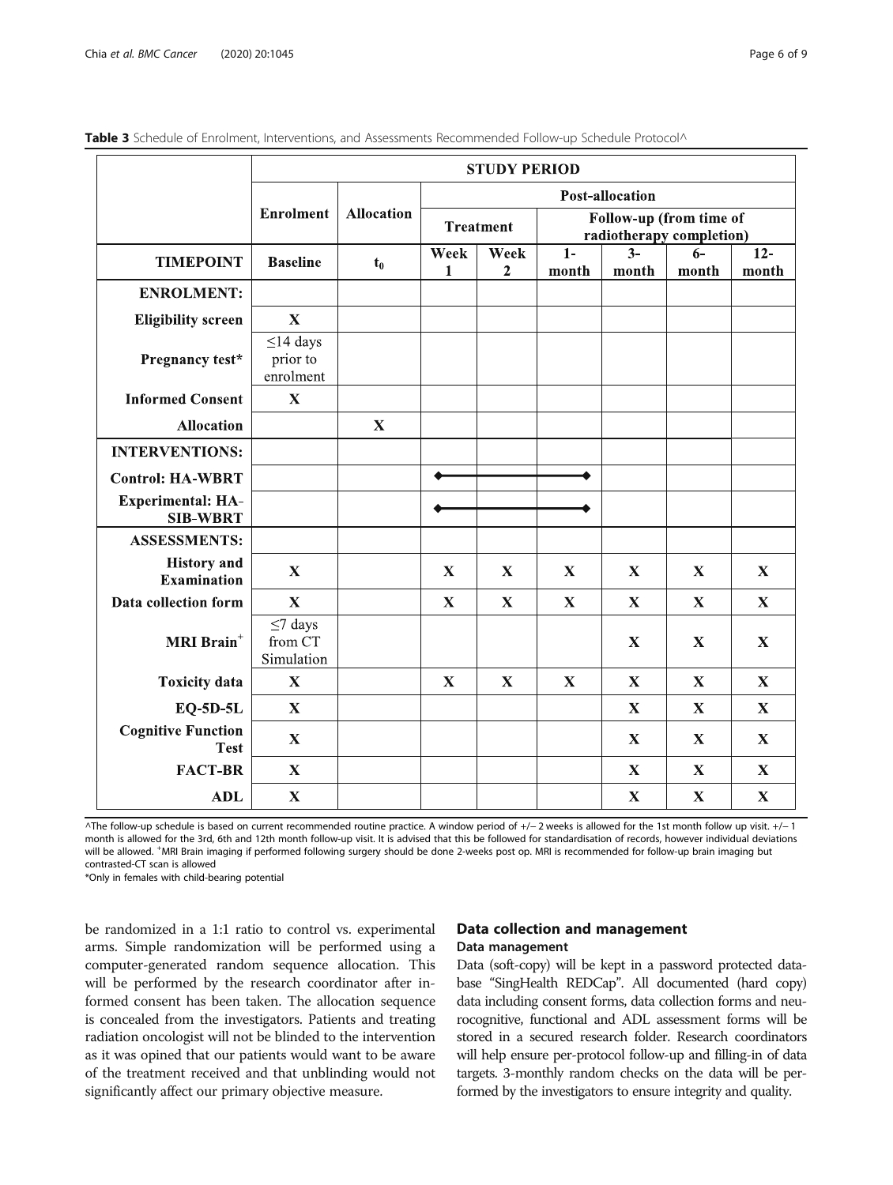**Table 3** Schedule of Enrolment, Interventions, and Assessments Recommended Follow-up Schedule Protocol^

| | STUDY PERIOD | | | | | | | |
|---|---|---|---|---|---|---|---|---|
| | Enrolment | Allocation | Post-allocation | | | | | |
| | | | Treatment | | Follow-up (from time of radiotherapy completion) | | | |
| **TIMEPOINT** | Baseline | $t_0$ | Week 1 | Week 2 | 1-month | 3-month | 6-month | 12-month |
| **ENROLMENT:** | | | | | | | | |
| **Eligibility screen** | X | | | | | | | |
| **Pregnancy test*** | ≤14 days prior to enrolment | | | | | | | |
| **Informed Consent** | X | | | | | | | |
| **Allocation** | | X | | | | | | |
| **INTERVENTIONS:** | | | | | | | | |
| **Control: HA-WBRT** | | | ◆———— | ———— | ————◆ | | | |
| **Experimental: HA-SIB-WBRT** | | | ◆———— | ———— | ————◆ | | | |
| **ASSESSMENTS:** | | | | | | | | |
| **History and Examination** | X | | X | X | X | X | X | X |
| **Data collection form** | X | | X | X | X | X | X | X |
| **MRI Brain**[+] | ≤7 days from CT Simulation | | | | | X | X | X |
| **Toxicity data** | X | | X | X | X | X | X | X |
| **EQ-5D-5L** | X | | | | | X | X | X |
| **Cognitive Function Test** | X | | | | | X | X | X |
| **FACT-BR** | X | | | | | X | X | X |
| **ADL** | X | | | | | X | X | X |

^The follow-up schedule is based on current recommended routine practice. A window period of +/− 2 weeks is allowed for the 1st month follow up visit. +/− 1 month is allowed for the 3rd, 6th and 12th month follow-up visit. It is advised that this be followed for standardisation of records, however individual deviations will be allowed. [+]MRI Brain imaging if performed following surgery should be done 2-weeks post op. MRI is recommended for follow-up brain imaging but contrasted-CT scan is allowed

*Only in females with child-bearing potential

be randomized in a 1:1 ratio to control vs. experimental arms. Simple randomization will be performed using a computer-generated random sequence allocation. This will be performed by the research coordinator after informed consent has been taken. The allocation sequence is concealed from the investigators. Patients and treating radiation oncologist will not be blinded to the intervention as it was opined that our patients would want to be aware of the treatment received and that unblinding would not significantly affect our primary objective measure.

## Data collection and management

### Data management

Data (soft-copy) will be kept in a password protected database "SingHealth REDCap". All documented (hard copy) data including consent forms, data collection forms and neurocognitive, functional and ADL assessment forms will be stored in a secured research folder. Research coordinators will help ensure per-protocol follow-up and filling-in of data targets. 3-monthly random checks on the data will be performed by the investigators to ensure integrity and quality.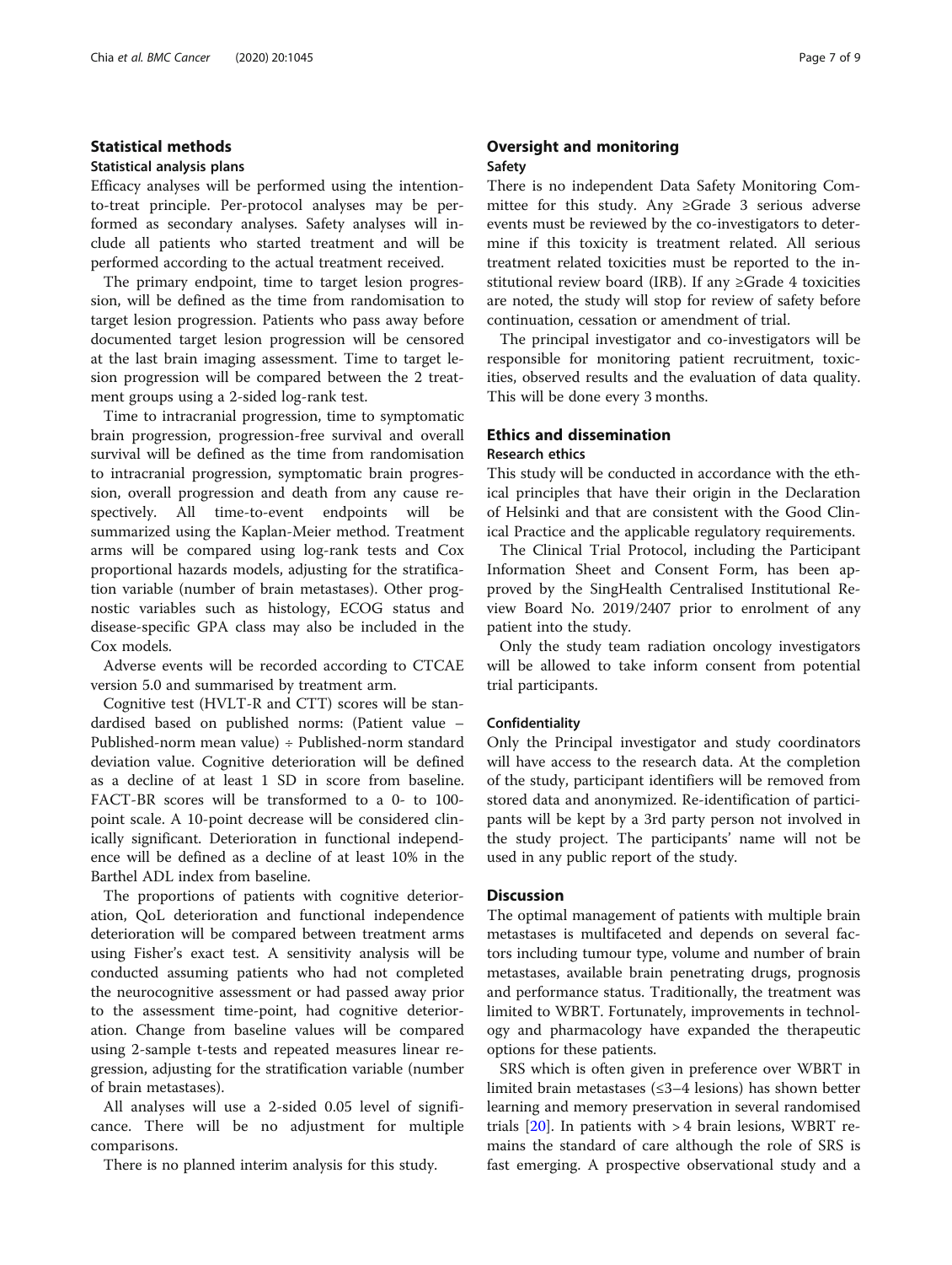## Statistical methods

### Statistical analysis plans

Efficacy analyses will be performed using the intention-to-treat principle. Per-protocol analyses may be performed as secondary analyses. Safety analyses will include all patients who started treatment and will be performed according to the actual treatment received.

The primary endpoint, time to target lesion progression, will be defined as the time from randomisation to target lesion progression. Patients who pass away before documented target lesion progression will be censored at the last brain imaging assessment. Time to target lesion progression will be compared between the 2 treatment groups using a 2-sided log-rank test.

Time to intracranial progression, time to symptomatic brain progression, progression-free survival and overall survival will be defined as the time from randomisation to intracranial progression, symptomatic brain progression, overall progression and death from any cause respectively. All time-to-event endpoints will be summarized using the Kaplan-Meier method. Treatment arms will be compared using log-rank tests and Cox proportional hazards models, adjusting for the stratification variable (number of brain metastases). Other prognostic variables such as histology, ECOG status and disease-specific GPA class may also be included in the Cox models.

Adverse events will be recorded according to CTCAE version 5.0 and summarised by treatment arm.

Cognitive test (HVLT-R and CTT) scores will be standardised based on published norms: (Patient value – Published-norm mean value) ÷ Published-norm standard deviation value. Cognitive deterioration will be defined as a decline of at least 1 SD in score from baseline. FACT-BR scores will be transformed to a 0- to 100-point scale. A 10-point decrease will be considered clinically significant. Deterioration in functional independence will be defined as a decline of at least 10% in the Barthel ADL index from baseline.

The proportions of patients with cognitive deterioration, QoL deterioration and functional independence deterioration will be compared between treatment arms using Fisher's exact test. A sensitivity analysis will be conducted assuming patients who had not completed the neurocognitive assessment or had passed away prior to the assessment time-point, had cognitive deterioration. Change from baseline values will be compared using 2-sample t-tests and repeated measures linear regression, adjusting for the stratification variable (number of brain metastases).

All analyses will use a 2-sided 0.05 level of significance. There will be no adjustment for multiple comparisons.

There is no planned interim analysis for this study.

## Oversight and monitoring

### Safety

There is no independent Data Safety Monitoring Committee for this study. Any ≥Grade 3 serious adverse events must be reviewed by the co-investigators to determine if this toxicity is treatment related. All serious treatment related toxicities must be reported to the institutional review board (IRB). If any ≥Grade 4 toxicities are noted, the study will stop for review of safety before continuation, cessation or amendment of trial.

The principal investigator and co-investigators will be responsible for monitoring patient recruitment, toxicities, observed results and the evaluation of data quality. This will be done every 3 months.

## Ethics and dissemination

### Research ethics

This study will be conducted in accordance with the ethical principles that have their origin in the Declaration of Helsinki and that are consistent with the Good Clinical Practice and the applicable regulatory requirements.

The Clinical Trial Protocol, including the Participant Information Sheet and Consent Form, has been approved by the SingHealth Centralised Institutional Review Board No. 2019/2407 prior to enrolment of any patient into the study.

Only the study team radiation oncology investigators will be allowed to take inform consent from potential trial participants.

### Confidentiality

Only the Principal investigator and study coordinators will have access to the research data. At the completion of the study, participant identifiers will be removed from stored data and anonymized. Re-identification of participants will be kept by a 3rd party person not involved in the study project. The participants' name will not be used in any public report of the study.

## Discussion

The optimal management of patients with multiple brain metastases is multifaceted and depends on several factors including tumour type, volume and number of brain metastases, available brain penetrating drugs, prognosis and performance status. Traditionally, the treatment was limited to WBRT. Fortunately, improvements in technology and pharmacology have expanded the therapeutic options for these patients.

SRS which is often given in preference over WBRT in limited brain metastases (≤3–4 lesions) has shown better learning and memory preservation in several randomised trials [20]. In patients with > 4 brain lesions, WBRT remains the standard of care although the role of SRS is fast emerging. A prospective observational study and a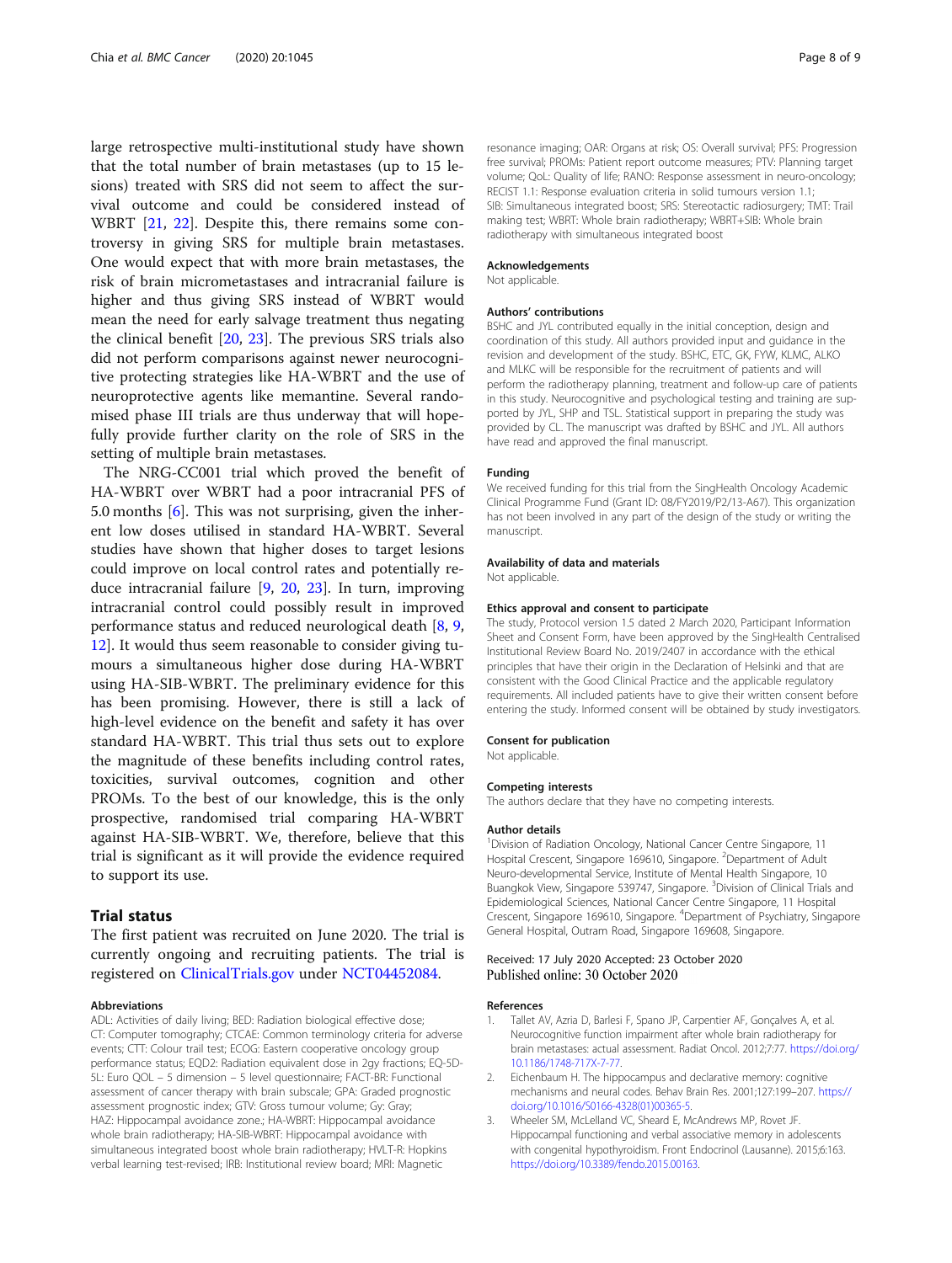large retrospective multi-institutional study have shown that the total number of brain metastases (up to 15 lesions) treated with SRS did not seem to affect the survival outcome and could be considered instead of WBRT [21, 22]. Despite this, there remains some controversy in giving SRS for multiple brain metastases. One would expect that with more brain metastases, the risk of brain micrometastases and intracranial failure is higher and thus giving SRS instead of WBRT would mean the need for early salvage treatment thus negating the clinical benefit [20, 23]. The previous SRS trials also did not perform comparisons against newer neurocognitive protecting strategies like HA-WBRT and the use of neuroprotective agents like memantine. Several randomised phase III trials are thus underway that will hopefully provide further clarity on the role of SRS in the setting of multiple brain metastases.

The NRG-CC001 trial which proved the benefit of HA-WBRT over WBRT had a poor intracranial PFS of 5.0 months [6]. This was not surprising, given the inherent low doses utilised in standard HA-WBRT. Several studies have shown that higher doses to target lesions could improve on local control rates and potentially reduce intracranial failure [9, 20, 23]. In turn, improving intracranial control could possibly result in improved performance status and reduced neurological death [8, 9, 12]. It would thus seem reasonable to consider giving tumours a simultaneous higher dose during HA-WBRT using HA-SIB-WBRT. The preliminary evidence for this has been promising. However, there is still a lack of high-level evidence on the benefit and safety it has over standard HA-WBRT. This trial thus sets out to explore the magnitude of these benefits including control rates, toxicities, survival outcomes, cognition and other PROMs. To the best of our knowledge, this is the only prospective, randomised trial comparing HA-WBRT against HA-SIB-WBRT. We, therefore, believe that this trial is significant as it will provide the evidence required to support its use.

## Trial status

The first patient was recruited on June 2020. The trial is currently ongoing and recruiting patients. The trial is registered on ClinicalTrials.gov under NCT04452084.

#### Abbreviations

ADL: Activities of daily living; BED: Radiation biological effective dose; CT: Computer tomography; CTCAE: Common terminology criteria for adverse events; CTT: Colour trail test; ECOG: Eastern cooperative oncology group performance status; EQD2: Radiation equivalent dose in 2gy fractions; EQ-5D-5L: Euro QOL – 5 dimension – 5 level questionnaire; FACT-BR: Functional assessment of cancer therapy with brain subscale; GPA: Graded prognostic assessment prognostic index; GTV: Gross tumour volume; Gy: Gray; HAZ: Hippocampal avoidance zone.; HA-WBRT: Hippocampal avoidance whole brain radiotherapy; HA-SIB-WBRT: Hippocampal avoidance with simultaneous integrated boost whole brain radiotherapy; HVLT-R: Hopkins verbal learning test-revised; IRB: Institutional review board; MRI: Magnetic resonance imaging; OAR: Organs at risk; OS: Overall survival; PFS: Progression free survival; PROMs: Patient report outcome measures; PTV: Planning target volume; QoL: Quality of life; RANO: Response assessment in neuro-oncology; RECIST 1.1: Response evaluation criteria in solid tumours version 1.1; SIB: Simultaneous integrated boost; SRS: Stereotactic radiosurgery; TMT: Trail making test; WBRT: Whole brain radiotherapy; WBRT+SIB: Whole brain radiotherapy with simultaneous integrated boost

#### Acknowledgements

Not applicable.

#### Authors' contributions

BSHC and JYL contributed equally in the initial conception, design and coordination of this study. All authors provided input and guidance in the revision and development of the study. BSHC, ETC, GK, FYW, KLMC, ALKO and MLKC will be responsible for the recruitment of patients and will perform the radiotherapy planning, treatment and follow-up care of patients in this study. Neurocognitive and psychological testing and training are supported by JYL, SHP and TSL. Statistical support in preparing the study was provided by CL. The manuscript was drafted by BSHC and JYL. All authors have read and approved the final manuscript.

#### Funding

We received funding for this trial from the SingHealth Oncology Academic Clinical Programme Fund (Grant ID: 08/FY2019/P2/13-A67). This organization has not been involved in any part of the design of the study or writing the manuscript.

#### Availability of data and materials

Not applicable.

#### Ethics approval and consent to participate

The study, Protocol version 1.5 dated 2 March 2020, Participant Information Sheet and Consent Form, have been approved by the SingHealth Centralised Institutional Review Board No. 2019/2407 in accordance with the ethical principles that have their origin in the Declaration of Helsinki and that are consistent with the Good Clinical Practice and the applicable regulatory requirements. All included patients have to give their written consent before entering the study. Informed consent will be obtained by study investigators.

#### Consent for publication

Not applicable.

#### Competing interests

The authors declare that they have no competing interests.

#### Author details

[1]Division of Radiation Oncology, National Cancer Centre Singapore, 11 Hospital Crescent, Singapore 169610, Singapore. [2]Department of Adult Neuro-developmental Service, Institute of Mental Health Singapore, 10 Buangkok View, Singapore 539747, Singapore. [3]Division of Clinical Trials and Epidemiological Sciences, National Cancer Centre Singapore, 11 Hospital Crescent, Singapore 169610, Singapore. [4]Department of Psychiatry, Singapore General Hospital, Outram Road, Singapore 169608, Singapore.

Received: 17 July 2020 Accepted: 23 October 2020
Published online: 30 October 2020

#### References

1. Tallet AV, Azria D, Barlesi F, Spano JP, Carpentier AF, Gonçalves A, et al. Neurocognitive function impairment after whole brain radiotherapy for brain metastases: actual assessment. Radiat Oncol. 2012;7:77. https://doi.org/10.1186/1748-717X-7-77.
2. Eichenbaum H. The hippocampus and declarative memory: cognitive mechanisms and neural codes. Behav Brain Res. 2001;127:199–207. https://doi.org/10.1016/S0166-4328(01)00365-5.
3. Wheeler SM, McLelland VC, Sheard E, McAndrews MP, Rovet JF. Hippocampal functioning and verbal associative memory in adolescents with congenital hypothyroidism. Front Endocrinol (Lausanne). 2015;6:163. https://doi.org/10.3389/fendo.2015.00163.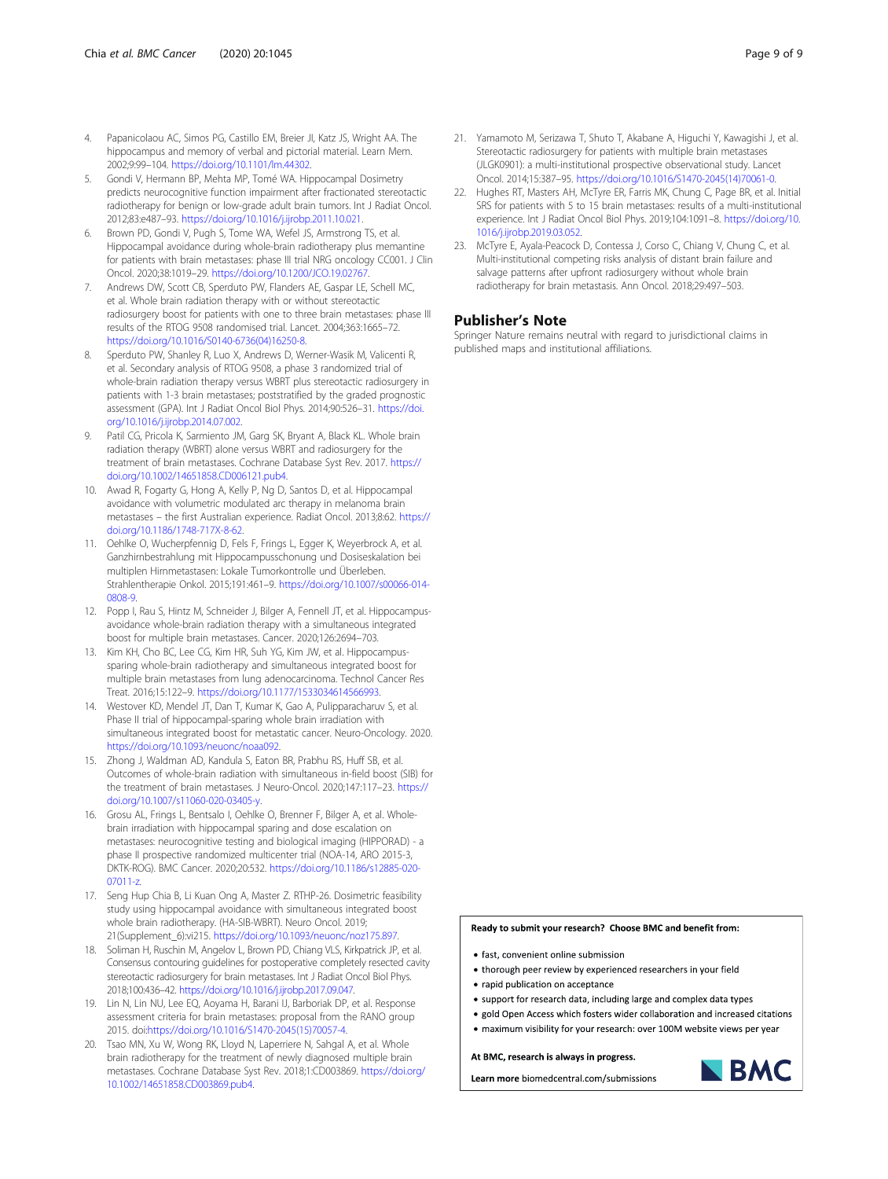4. Papanicolaou AC, Simos PG, Castillo EM, Breier JI, Katz JS, Wright AA. The hippocampus and memory of verbal and pictorial material. Learn Mem. 2002;9:99–104. https://doi.org/10.1101/lm.44302.
5. Gondi V, Hermann BP, Mehta MP, Tomé WA. Hippocampal Dosimetry predicts neurocognitive function impairment after fractionated stereotactic radiotherapy for benign or low-grade adult brain tumors. Int J Radiat Oncol. 2012;83:e487–93. https://doi.org/10.1016/j.ijrobp.2011.10.021.
6. Brown PD, Gondi V, Pugh S, Tome WA, Wefel JS, Armstrong TS, et al. Hippocampal avoidance during whole-brain radiotherapy plus memantine for patients with brain metastases: phase III trial NRG oncology CC001. J Clin Oncol. 2020;38:1019–29. https://doi.org/10.1200/JCO.19.02767.
7. Andrews DW, Scott CB, Sperduto PW, Flanders AE, Gaspar LE, Schell MC, et al. Whole brain radiation therapy with or without stereotactic radiosurgery boost for patients with one to three brain metastases: phase III results of the RTOG 9508 randomised trial. Lancet. 2004;363:1665–72. https://doi.org/10.1016/S0140-6736(04)16250-8.
8. Sperduto PW, Shanley R, Luo X, Andrews D, Werner-Wasik M, Valicenti R, et al. Secondary analysis of RTOG 9508, a phase 3 randomized trial of whole-brain radiation therapy versus WBRT plus stereotactic radiosurgery in patients with 1-3 brain metastases; poststratified by the graded prognostic assessment (GPA). Int J Radiat Oncol Biol Phys. 2014;90:526–31. https://doi.org/10.1016/j.ijrobp.2014.07.002.
9. Patil CG, Pricola K, Sarmiento JM, Garg SK, Bryant A, Black KL. Whole brain radiation therapy (WBRT) alone versus WBRT and radiosurgery for the treatment of brain metastases. Cochrane Database Syst Rev. 2017. https://doi.org/10.1002/14651858.CD006121.pub4.
10. Awad R, Fogarty G, Hong A, Kelly P, Ng D, Santos D, et al. Hippocampal avoidance with volumetric modulated arc therapy in melanoma brain metastases – the first Australian experience. Radiat Oncol. 2013;8:62. https://doi.org/10.1186/1748-717X-8-62.
11. Oehlke O, Wucherpfennig D, Fels F, Frings L, Egger K, Weyerbrock A, et al. Ganzhirnbestrahlung mit Hippocampusschonung und Dosiseskalation bei multiplen Hirnmetastasen: Lokale Tumorkontrolle und Überleben. Strahlentherapie Onkol. 2015;191:461–9. https://doi.org/10.1007/s00066-014-0808-9.
12. Popp I, Rau S, Hintz M, Schneider J, Bilger A, Fennell JT, et al. Hippocampus-avoidance whole-brain radiation therapy with a simultaneous integrated boost for multiple brain metastases. Cancer. 2020;126:2694–703.
13. Kim KH, Cho BC, Lee CG, Kim HR, Suh YG, Kim JW, et al. Hippocampus-sparing whole-brain radiotherapy and simultaneous integrated boost for multiple brain metastases from lung adenocarcinoma. Technol Cancer Res Treat. 2016;15:122–9. https://doi.org/10.1177/1533034614566993.
14. Westover KD, Mendel JT, Dan T, Kumar K, Gao A, Pulipparacharuv S, et al. Phase II trial of hippocampal-sparing whole brain irradiation with simultaneous integrated boost for metastatic cancer. Neuro-Oncology. 2020. https://doi.org/10.1093/neuonc/noaa092.
15. Zhong J, Waldman AD, Kandula S, Eaton BR, Prabhu RS, Huff SB, et al. Outcomes of whole-brain radiation with simultaneous in-field boost (SIB) for the treatment of brain metastases. J Neuro-Oncol. 2020;147:117–23. https://doi.org/10.1007/s11060-020-03405-y.
16. Grosu AL, Frings L, Bentsalo I, Oehlke O, Brenner F, Bilger A, et al. Whole-brain irradiation with hippocampal sparing and dose escalation on metastases: neurocognitive testing and biological imaging (HIPPORAD) - a phase II prospective randomized multicenter trial (NOA-14, ARO 2015-3, DKTK-ROG). BMC Cancer. 2020;20:532. https://doi.org/10.1186/s12885-020-07011-z.
17. Seng Hup Chia B, Li Kuan Ong A, Master Z. RTHP-26. Dosimetric feasibility study using hippocampal avoidance with simultaneous integrated boost whole brain radiotherapy. (HA-SIB-WBRT). Neuro Oncol. 2019; 21(Supplement_6):vi215. https://doi.org/10.1093/neuonc/noz175.897.
18. Soliman H, Ruschin M, Angelov L, Brown PD, Chiang VLS, Kirkpatrick JP, et al. Consensus contouring guidelines for postoperative completely resected cavity stereotactic radiosurgery for brain metastases. Int J Radiat Oncol Biol Phys. 2018;100:436–42. https://doi.org/10.1016/j.ijrobp.2017.09.047.
19. Lin N, Lin NU, Lee EQ, Aoyama H, Barani IJ, Barboriak DP, et al. Response assessment criteria for brain metastases: proposal from the RANO group 2015. doi:https://doi.org/10.1016/S1470-2045(15)70057-4.
20. Tsao MN, Xu W, Wong RK, Lloyd N, Laperriere N, Sahgal A, et al. Whole brain radiotherapy for the treatment of newly diagnosed multiple brain metastases. Cochrane Database Syst Rev. 2018;1:CD003869. https://doi.org/10.1002/14651858.CD003869.pub4.
21. Yamamoto M, Serizawa T, Shuto T, Akabane A, Higuchi Y, Kawagishi J, et al. Stereotactic radiosurgery for patients with multiple brain metastases (JLGK0901): a multi-institutional prospective observational study. Lancet Oncol. 2014;15:387–95. https://doi.org/10.1016/S1470-2045(14)70061-0.
22. Hughes RT, Masters AH, McTyre ER, Farris MK, Chung C, Page BR, et al. Initial SRS for patients with 5 to 15 brain metastases: results of a multi-institutional experience. Int J Radiat Oncol Biol Phys. 2019;104:1091–8. https://doi.org/10.1016/j.ijrobp.2019.03.052.
23. McTyre E, Ayala-Peacock D, Contessa J, Corso C, Chiang V, Chung C, et al. Multi-institutional competing risks analysis of distant brain failure and salvage patterns after upfront radiosurgery without whole brain radiotherapy for brain metastasis. Ann Oncol. 2018;29:497–503.

## Publisher's Note

Springer Nature remains neutral with regard to jurisdictional claims in published maps and institutional affiliations.

**Ready to submit your research? Choose BMC and benefit from:**

- fast, convenient online submission
- thorough peer review by experienced researchers in your field
- rapid publication on acceptance
- support for research data, including large and complex data types
- gold Open Access which fosters wider collaboration and increased citations
- maximum visibility for your research: over 100M website views per year

**At BMC, research is always in progress.**

**Learn more** biomedcentral.com/submissions

BMC